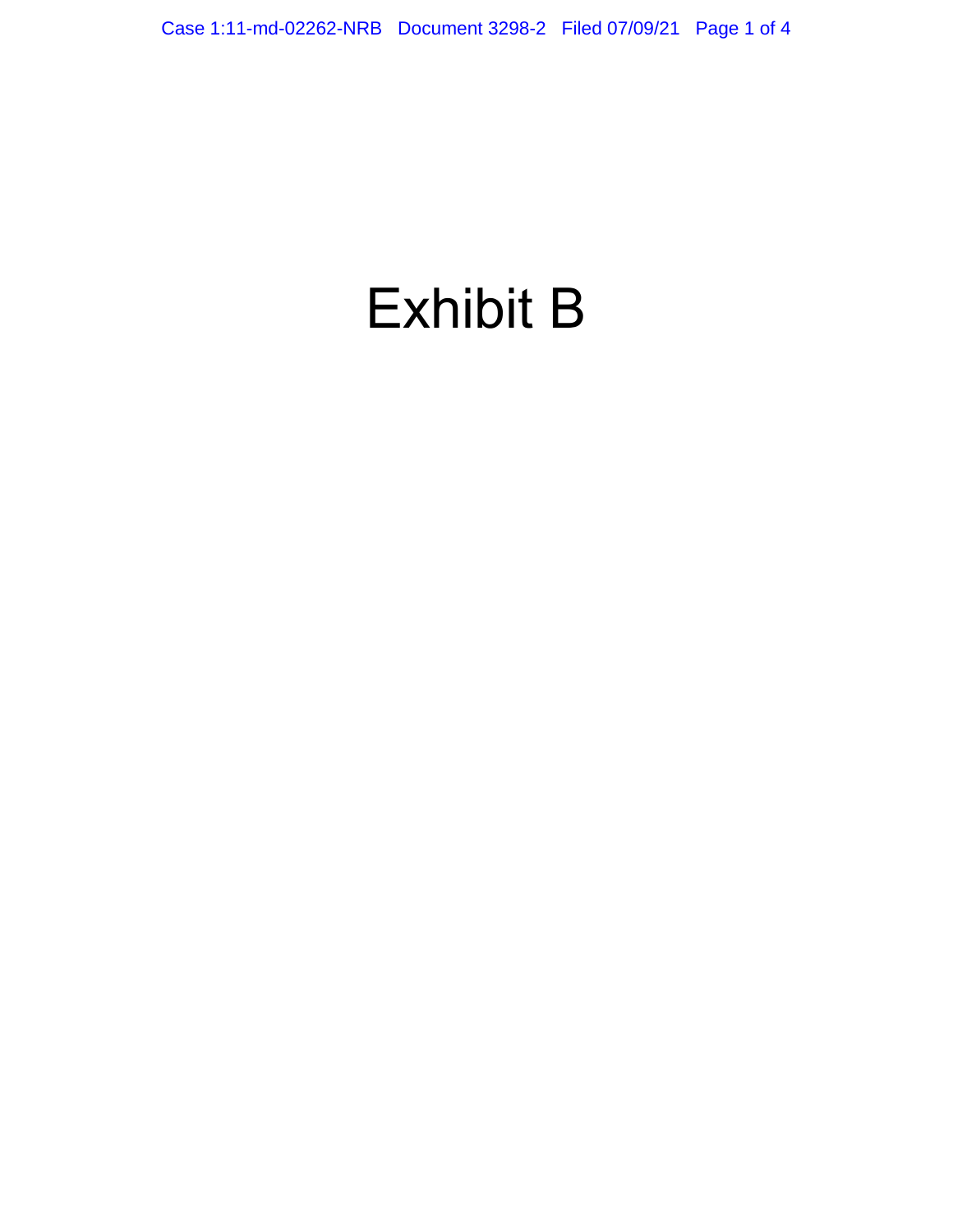# Exhibit B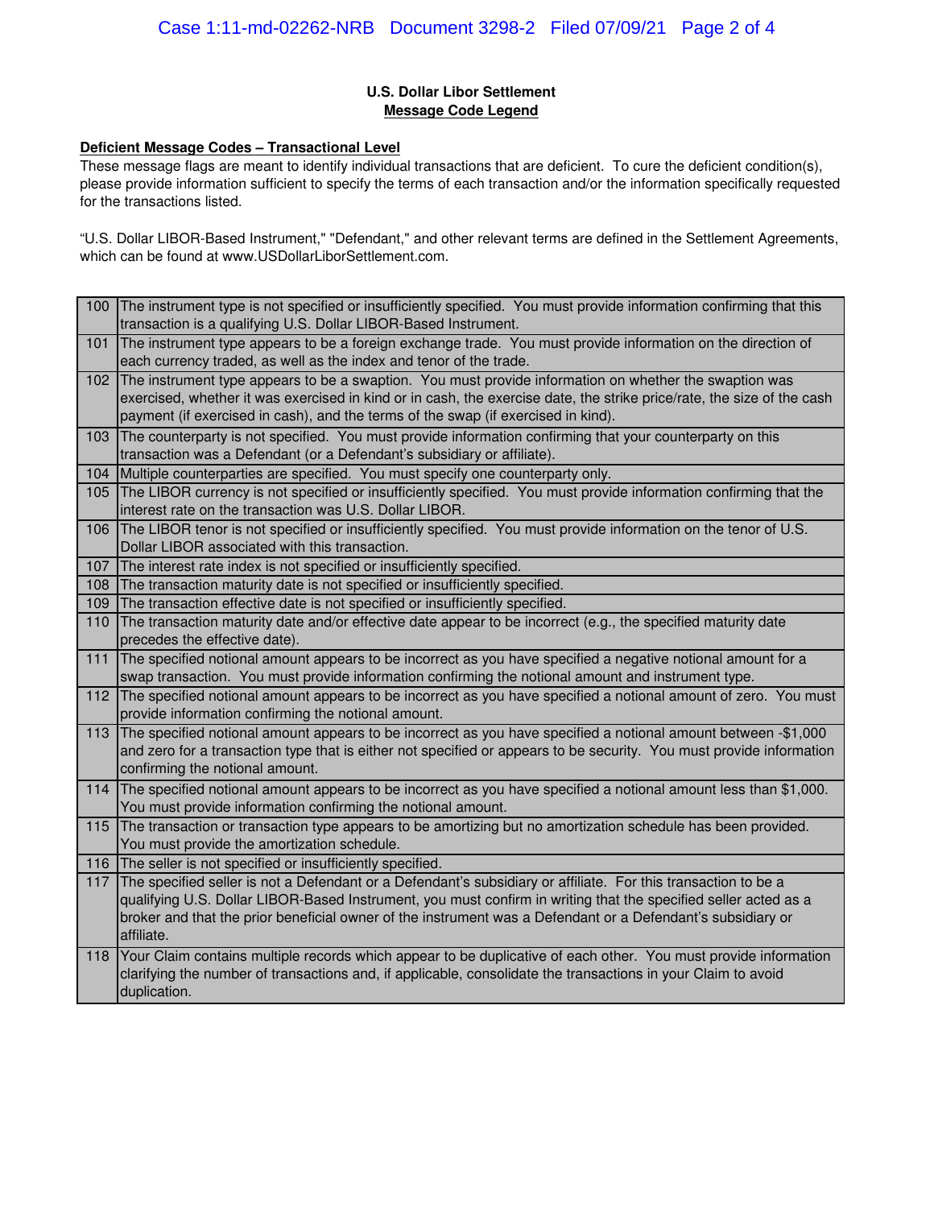**U.S. Dollar Libor Settlement**
**Message Code Legend**

**Deficient Message Codes – Transactional Level**

These message flags are meant to identify individual transactions that are deficient. To cure the deficient condition(s), please provide information sufficient to specify the terms of each transaction and/or the information specifically requested for the transactions listed.

"U.S. Dollar LIBOR-Based Instrument," "Defendant," and other relevant terms are defined in the Settlement Agreements, which can be found at www.USDollarLiborSettlement.com.

| Code | Description |
|---|---|
| 100 | The instrument type is not specified or insufficiently specified. You must provide information confirming that this transaction is a qualifying U.S. Dollar LIBOR-Based Instrument. |
| 101 | The instrument type appears to be a foreign exchange trade. You must provide information on the direction of each currency traded, as well as the index and tenor of the trade. |
| 102 | The instrument type appears to be a swaption. You must provide information on whether the swaption was exercised, whether it was exercised in kind or in cash, the exercise date, the strike price/rate, the size of the cash payment (if exercised in cash), and the terms of the swap (if exercised in kind). |
| 103 | The counterparty is not specified. You must provide information confirming that your counterparty on this transaction was a Defendant (or a Defendant's subsidiary or affiliate). |
| 104 | Multiple counterparties are specified. You must specify one counterparty only. |
| 105 | The LIBOR currency is not specified or insufficiently specified. You must provide information confirming that the interest rate on the transaction was U.S. Dollar LIBOR. |
| 106 | The LIBOR tenor is not specified or insufficiently specified. You must provide information on the tenor of U.S. Dollar LIBOR associated with this transaction. |
| 107 | The interest rate index is not specified or insufficiently specified. |
| 108 | The transaction maturity date is not specified or insufficiently specified. |
| 109 | The transaction effective date is not specified or insufficiently specified. |
| 110 | The transaction maturity date and/or effective date appear to be incorrect (e.g., the specified maturity date precedes the effective date). |
| 111 | The specified notional amount appears to be incorrect as you have specified a negative notional amount for a swap transaction. You must provide information confirming the notional amount and instrument type. |
| 112 | The specified notional amount appears to be incorrect as you have specified a notional amount of zero. You must provide information confirming the notional amount. |
| 113 | The specified notional amount appears to be incorrect as you have specified a notional amount between -$1,000 and zero for a transaction type that is either not specified or appears to be security. You must provide information confirming the notional amount. |
| 114 | The specified notional amount appears to be incorrect as you have specified a notional amount less than $1,000. You must provide information confirming the notional amount. |
| 115 | The transaction or transaction type appears to be amortizing but no amortization schedule has been provided. You must provide the amortization schedule. |
| 116 | The seller is not specified or insufficiently specified. |
| 117 | The specified seller is not a Defendant or a Defendant's subsidiary or affiliate. For this transaction to be a qualifying U.S. Dollar LIBOR-Based Instrument, you must confirm in writing that the specified seller acted as a broker and that the prior beneficial owner of the instrument was a Defendant or a Defendant's subsidiary or affiliate. |
| 118 | Your Claim contains multiple records which appear to be duplicative of each other. You must provide information clarifying the number of transactions and, if applicable, consolidate the transactions in your Claim to avoid duplication. |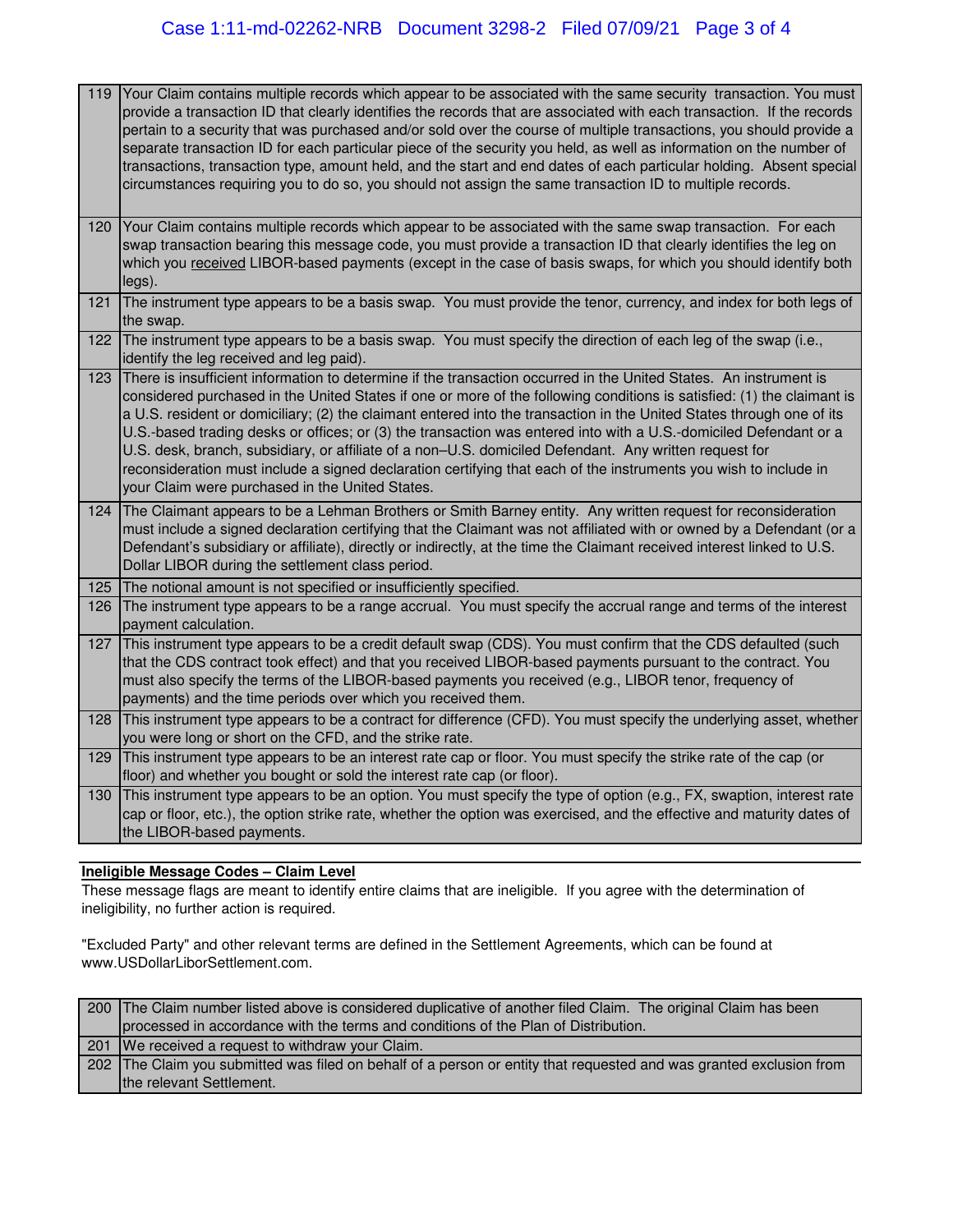| | |
|---|---|
| 119 | Your Claim contains multiple records which appear to be associated with the same security transaction. You must provide a transaction ID that clearly identifies the records that are associated with each transaction. If the records pertain to a security that was purchased and/or sold over the course of multiple transactions, you should provide a separate transaction ID for each particular piece of the security you held, as well as information on the number of transactions, transaction type, amount held, and the start and end dates of each particular holding. Absent special circumstances requiring you to do so, you should not assign the same transaction ID to multiple records. |
| 120 | Your Claim contains multiple records which appear to be associated with the same swap transaction. For each swap transaction bearing this message code, you must provide a transaction ID that clearly identifies the leg on which you received LIBOR-based payments (except in the case of basis swaps, for which you should identify both legs). |
| 121 | The instrument type appears to be a basis swap. You must provide the tenor, currency, and index for both legs of the swap. |
| 122 | The instrument type appears to be a basis swap. You must specify the direction of each leg of the swap (i.e., identify the leg received and leg paid). |
| 123 | There is insufficient information to determine if the transaction occurred in the United States. An instrument is considered purchased in the United States if one or more of the following conditions is satisfied: (1) the claimant is a U.S. resident or domiciliary; (2) the claimant entered into the transaction in the United States through one of its U.S.-based trading desks or offices; or (3) the transaction was entered into with a U.S.-domiciled Defendant or a U.S. desk, branch, subsidiary, or affiliate of a non–U.S. domiciled Defendant. Any written request for reconsideration must include a signed declaration certifying that each of the instruments you wish to include in your Claim were purchased in the United States. |
| 124 | The Claimant appears to be a Lehman Brothers or Smith Barney entity. Any written request for reconsideration must include a signed declaration certifying that the Claimant was not affiliated with or owned by a Defendant (or a Defendant's subsidiary or affiliate), directly or indirectly, at the time the Claimant received interest linked to U.S. Dollar LIBOR during the settlement class period. |
| 125 | The notional amount is not specified or insufficiently specified. |
| 126 | The instrument type appears to be a range accrual. You must specify the accrual range and terms of the interest payment calculation. |
| 127 | This instrument type appears to be a credit default swap (CDS). You must confirm that the CDS defaulted (such that the CDS contract took effect) and that you received LIBOR-based payments pursuant to the contract. You must also specify the terms of the LIBOR-based payments you received (e.g., LIBOR tenor, frequency of payments) and the time periods over which you received them. |
| 128 | This instrument type appears to be a contract for difference (CFD). You must specify the underlying asset, whether you were long or short on the CFD, and the strike rate. |
| 129 | This instrument type appears to be an interest rate cap or floor. You must specify the strike rate of the cap (or floor) and whether you bought or sold the interest rate cap (or floor). |
| 130 | This instrument type appears to be an option. You must specify the type of option (e.g., FX, swaption, interest rate cap or floor, etc.), the option strike rate, whether the option was exercised, and the effective and maturity dates of the LIBOR-based payments. |

**Ineligible Message Codes – Claim Level**

These message flags are meant to identify entire claims that are ineligible. If you agree with the determination of ineligibility, no further action is required.

"Excluded Party" and other relevant terms are defined in the Settlement Agreements, which can be found at www.USDollarLiborSettlement.com.

| | |
|---|---|
| 200 | The Claim number listed above is considered duplicative of another filed Claim. The original Claim has been processed in accordance with the terms and conditions of the Plan of Distribution. |
| 201 | We received a request to withdraw your Claim. |
| 202 | The Claim you submitted was filed on behalf of a person or entity that requested and was granted exclusion from the relevant Settlement. |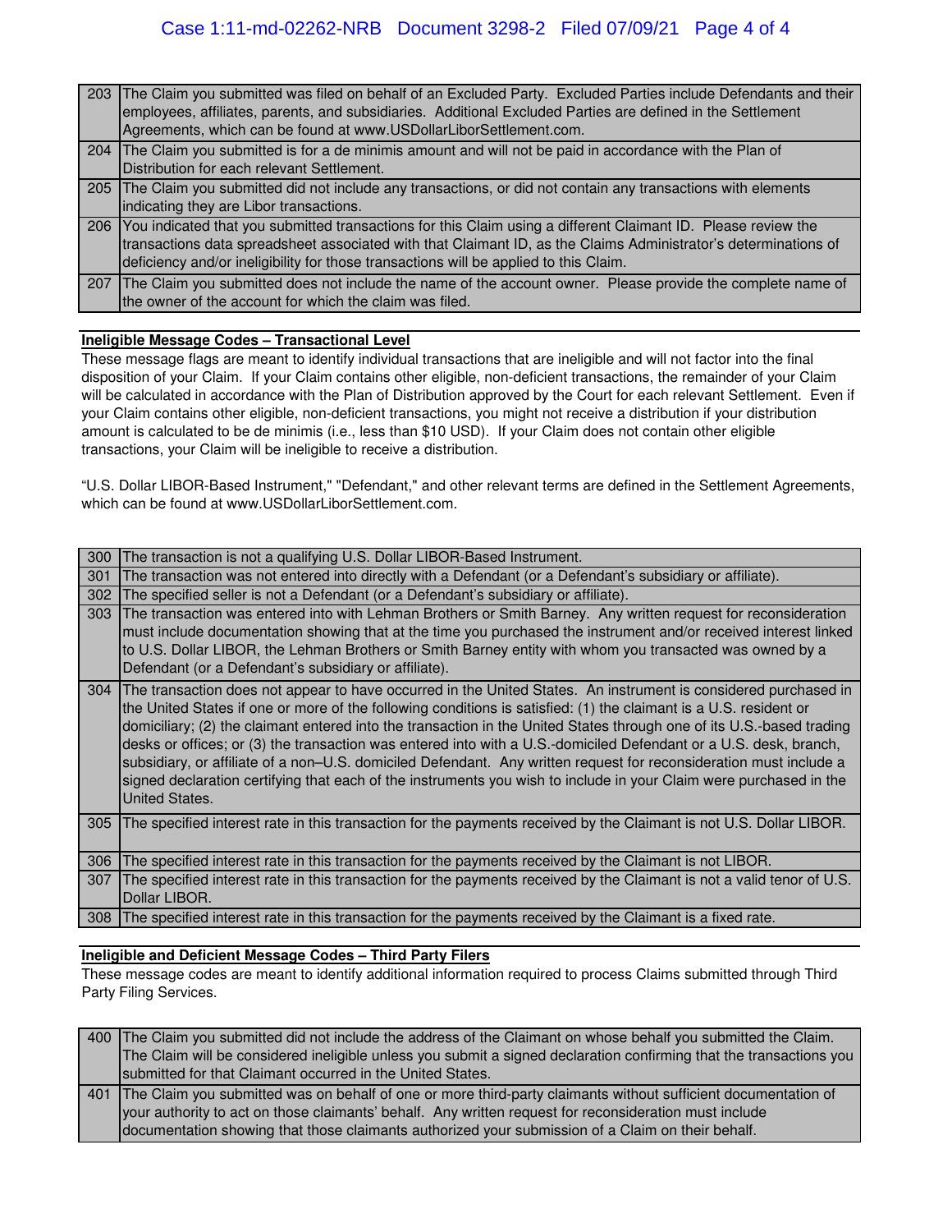| | |
|---|---|
| 203 | The Claim you submitted was filed on behalf of an Excluded Party. Excluded Parties include Defendants and their employees, affiliates, parents, and subsidiaries. Additional Excluded Parties are defined in the Settlement Agreements, which can be found at www.USDollarLiborSettlement.com. |
| 204 | The Claim you submitted is for a de minimis amount and will not be paid in accordance with the Plan of Distribution for each relevant Settlement. |
| 205 | The Claim you submitted did not include any transactions, or did not contain any transactions with elements indicating they are Libor transactions. |
| 206 | You indicated that you submitted transactions for this Claim using a different Claimant ID. Please review the transactions data spreadsheet associated with that Claimant ID, as the Claims Administrator's determinations of deficiency and/or ineligibility for those transactions will be applied to this Claim. |
| 207 | The Claim you submitted does not include the name of the account owner. Please provide the complete name of the owner of the account for which the claim was filed. |

**Ineligible Message Codes – Transactional Level**

These message flags are meant to identify individual transactions that are ineligible and will not factor into the final disposition of your Claim. If your Claim contains other eligible, non-deficient transactions, the remainder of your Claim will be calculated in accordance with the Plan of Distribution approved by the Court for each relevant Settlement. Even if your Claim contains other eligible, non-deficient transactions, you might not receive a distribution if your distribution amount is calculated to be de minimis (i.e., less than $10 USD). If your Claim does not contain other eligible transactions, your Claim will be ineligible to receive a distribution.

"U.S. Dollar LIBOR-Based Instrument," "Defendant," and other relevant terms are defined in the Settlement Agreements, which can be found at www.USDollarLiborSettlement.com.

| | |
|---|---|
| 300 | The transaction is not a qualifying U.S. Dollar LIBOR-Based Instrument. |
| 301 | The transaction was not entered into directly with a Defendant (or a Defendant's subsidiary or affiliate). |
| 302 | The specified seller is not a Defendant (or a Defendant's subsidiary or affiliate). |
| 303 | The transaction was entered into with Lehman Brothers or Smith Barney. Any written request for reconsideration must include documentation showing that at the time you purchased the instrument and/or received interest linked to U.S. Dollar LIBOR, the Lehman Brothers or Smith Barney entity with whom you transacted was owned by a Defendant (or a Defendant's subsidiary or affiliate). |
| 304 | The transaction does not appear to have occurred in the United States. An instrument is considered purchased in the United States if one or more of the following conditions is satisfied: (1) the claimant is a U.S. resident or domiciliary; (2) the claimant entered into the transaction in the United States through one of its U.S.-based trading desks or offices; or (3) the transaction was entered into with a U.S.-domiciled Defendant or a U.S. desk, branch, subsidiary, or affiliate of a non–U.S. domiciled Defendant. Any written request for reconsideration must include a signed declaration certifying that each of the instruments you wish to include in your Claim were purchased in the United States. |
| 305 | The specified interest rate in this transaction for the payments received by the Claimant is not U.S. Dollar LIBOR. |
| 306 | The specified interest rate in this transaction for the payments received by the Claimant is not LIBOR. |
| 307 | The specified interest rate in this transaction for the payments received by the Claimant is not a valid tenor of U.S. Dollar LIBOR. |
| 308 | The specified interest rate in this transaction for the payments received by the Claimant is a fixed rate. |

**Ineligible and Deficient Message Codes – Third Party Filers**

These message codes are meant to identify additional information required to process Claims submitted through Third Party Filing Services.

| | |
|---|---|
| 400 | The Claim you submitted did not include the address of the Claimant on whose behalf you submitted the Claim. The Claim will be considered ineligible unless you submit a signed declaration confirming that the transactions you submitted for that Claimant occurred in the United States. |
| 401 | The Claim you submitted was on behalf of one or more third-party claimants without sufficient documentation of your authority to act on those claimants' behalf. Any written request for reconsideration must include documentation showing that those claimants authorized your submission of a Claim on their behalf. |